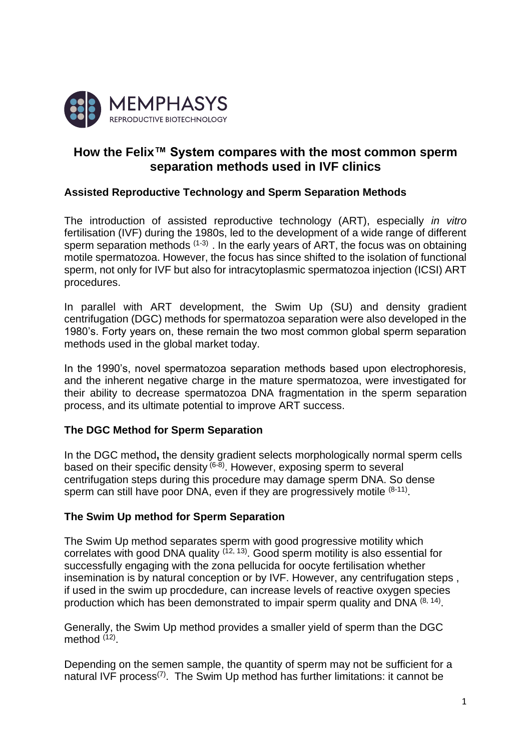MEMPHASYS
REPRODUCTIVE BIOTECHNOLOGY

# How the Felix™ System compares with the most common sperm separation methods used in IVF clinics

## Assisted Reproductive Technology and Sperm Separation Methods

The introduction of assisted reproductive technology (ART), especially *in vitro* fertilisation (IVF) during the 1980s, led to the development of a wide range of different sperm separation methods [1-3] . In the early years of ART, the focus was on obtaining motile spermatozoa. However, the focus has since shifted to the isolation of functional sperm, not only for IVF but also for intracytoplasmic spermatozoa injection (ICSI) ART procedures.

In parallel with ART development, the Swim Up (SU) and density gradient centrifugation (DGC) methods for spermatozoa separation were also developed in the 1980's. Forty years on, these remain the two most common global sperm separation methods used in the global market today.

In the 1990's, novel spermatozoa separation methods based upon electrophoresis, and the inherent negative charge in the mature spermatozoa, were investigated for their ability to decrease spermatozoa DNA fragmentation in the sperm separation process, and its ultimate potential to improve ART success.

## The DGC Method for Sperm Separation

In the DGC method**,** the density gradient selects morphologically normal sperm cells based on their specific density [6-8]. However, exposing sperm to several centrifugation steps during this procedure may damage sperm DNA. So dense sperm can still have poor DNA, even if they are progressively motile [8-11].

## The Swim Up method for Sperm Separation

The Swim Up method separates sperm with good progressive motility which correlates with good DNA quality [12, 13]. Good sperm motility is also essential for successfully engaging with the zona pellucida for oocyte fertilisation whether insemination is by natural conception or by IVF. However, any centrifugation steps , if used in the swim up procdedure, can increase levels of reactive oxygen species production which has been demonstrated to impair sperm quality and DNA [8, 14].

Generally, the Swim Up method provides a smaller yield of sperm than the DGC method [12].

Depending on the semen sample, the quantity of sperm may not be sufficient for a natural IVF process[7]. The Swim Up method has further limitations: it cannot be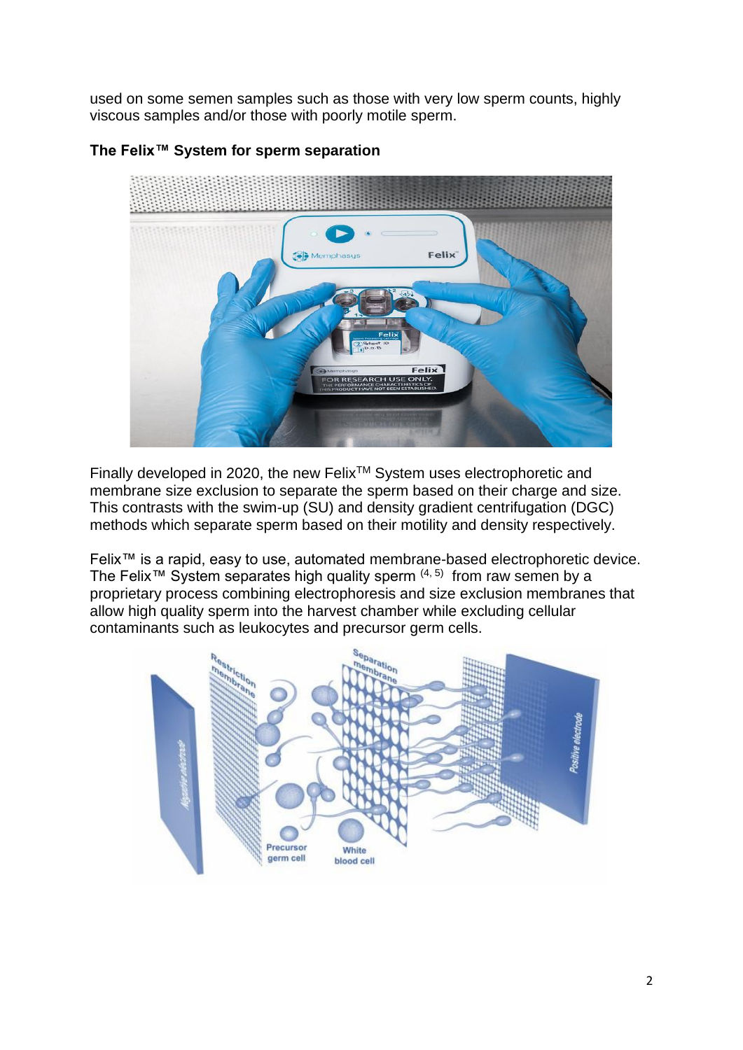used on some semen samples such as those with very low sperm counts, highly viscous samples and/or those with poorly motile sperm.

**The Felix™ System for sperm separation**

Finally developed in 2020, the new Felix™ System uses electrophoretic and membrane size exclusion to separate the sperm based on their charge and size. This contrasts with the swim-up (SU) and density gradient centrifugation (DGC) methods which separate sperm based on their motility and density respectively.

Felix™ is a rapid, easy to use, automated membrane-based electrophoretic device. The Felix™ System separates high quality sperm [4, 5] from raw semen by a proprietary process combining electrophoresis and size exclusion membranes that allow high quality sperm into the harvest chamber while excluding cellular contaminants such as leukocytes and precursor germ cells.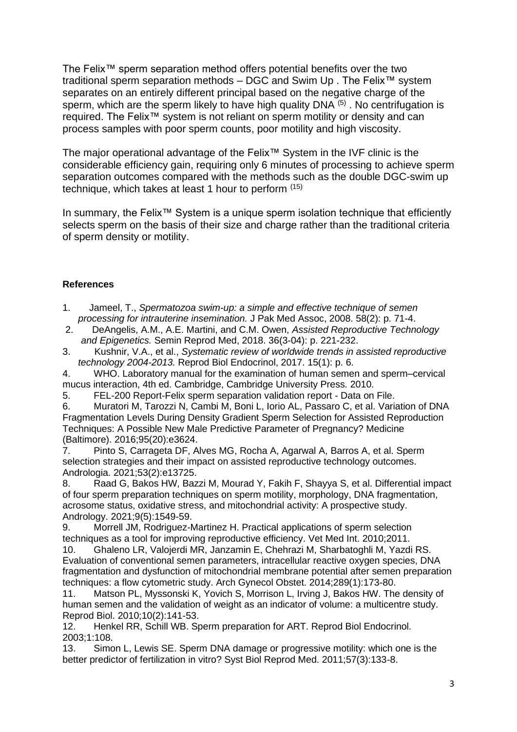The Felix™ sperm separation method offers potential benefits over the two traditional sperm separation methods – DGC and Swim Up . The Felix™ system separates on an entirely different principal based on the negative charge of the sperm, which are the sperm likely to have high quality DNA [(5)] . No centrifugation is required. The Felix™ system is not reliant on sperm motility or density and can process samples with poor sperm counts, poor motility and high viscosity.

The major operational advantage of the Felix™ System in the IVF clinic is the considerable efficiency gain, requiring only 6 minutes of processing to achieve sperm separation outcomes compared with the methods such as the double DGC-swim up technique, which takes at least 1 hour to perform [(15)]

In summary, the Felix™ System is a unique sperm isolation technique that efficiently selects sperm on the basis of their size and charge rather than the traditional criteria of sperm density or motility.

**References**

1. Jameel, T., *Spermatozoa swim-up: a simple and effective technique of semen processing for intrauterine insemination.* J Pak Med Assoc, 2008. 58(2): p. 71-4.
2. DeAngelis, A.M., A.E. Martini, and C.M. Owen, *Assisted Reproductive Technology and Epigenetics.* Semin Reprod Med, 2018. 36(3-04): p. 221-232.
3. Kushnir, V.A., et al., *Systematic review of worldwide trends in assisted reproductive technology 2004-2013.* Reprod Biol Endocrinol, 2017. 15(1): p. 6.
4. WHO. Laboratory manual for the examination of human semen and sperm–cervical mucus interaction, 4th ed. Cambridge, Cambridge University Press. 2010.
5. FEL-200 Report-Felix sperm separation validation report - Data on File.
6. Muratori M, Tarozzi N, Cambi M, Boni L, Iorio AL, Passaro C, et al. Variation of DNA Fragmentation Levels During Density Gradient Sperm Selection for Assisted Reproduction Techniques: A Possible New Male Predictive Parameter of Pregnancy? Medicine (Baltimore). 2016;95(20):e3624.
7. Pinto S, Carrageta DF, Alves MG, Rocha A, Agarwal A, Barros A, et al. Sperm selection strategies and their impact on assisted reproductive technology outcomes. Andrologia. 2021;53(2):e13725.
8. Raad G, Bakos HW, Bazzi M, Mourad Y, Fakih F, Shayya S, et al. Differential impact of four sperm preparation techniques on sperm motility, morphology, DNA fragmentation, acrosome status, oxidative stress, and mitochondrial activity: A prospective study. Andrology. 2021;9(5):1549-59.
9. Morrell JM, Rodriguez-Martinez H. Practical applications of sperm selection techniques as a tool for improving reproductive efficiency. Vet Med Int. 2010;2011.
10. Ghaleno LR, Valojerdi MR, Janzamin E, Chehrazi M, Sharbatoghli M, Yazdi RS. Evaluation of conventional semen parameters, intracellular reactive oxygen species, DNA fragmentation and dysfunction of mitochondrial membrane potential after semen preparation techniques: a flow cytometric study. Arch Gynecol Obstet. 2014;289(1):173-80.
11. Matson PL, Myssonski K, Yovich S, Morrison L, Irving J, Bakos HW. The density of human semen and the validation of weight as an indicator of volume: a multicentre study. Reprod Biol. 2010;10(2):141-53.
12. Henkel RR, Schill WB. Sperm preparation for ART. Reprod Biol Endocrinol. 2003;1:108.
13. Simon L, Lewis SE. Sperm DNA damage or progressive motility: which one is the better predictor of fertilization in vitro? Syst Biol Reprod Med. 2011;57(3):133-8.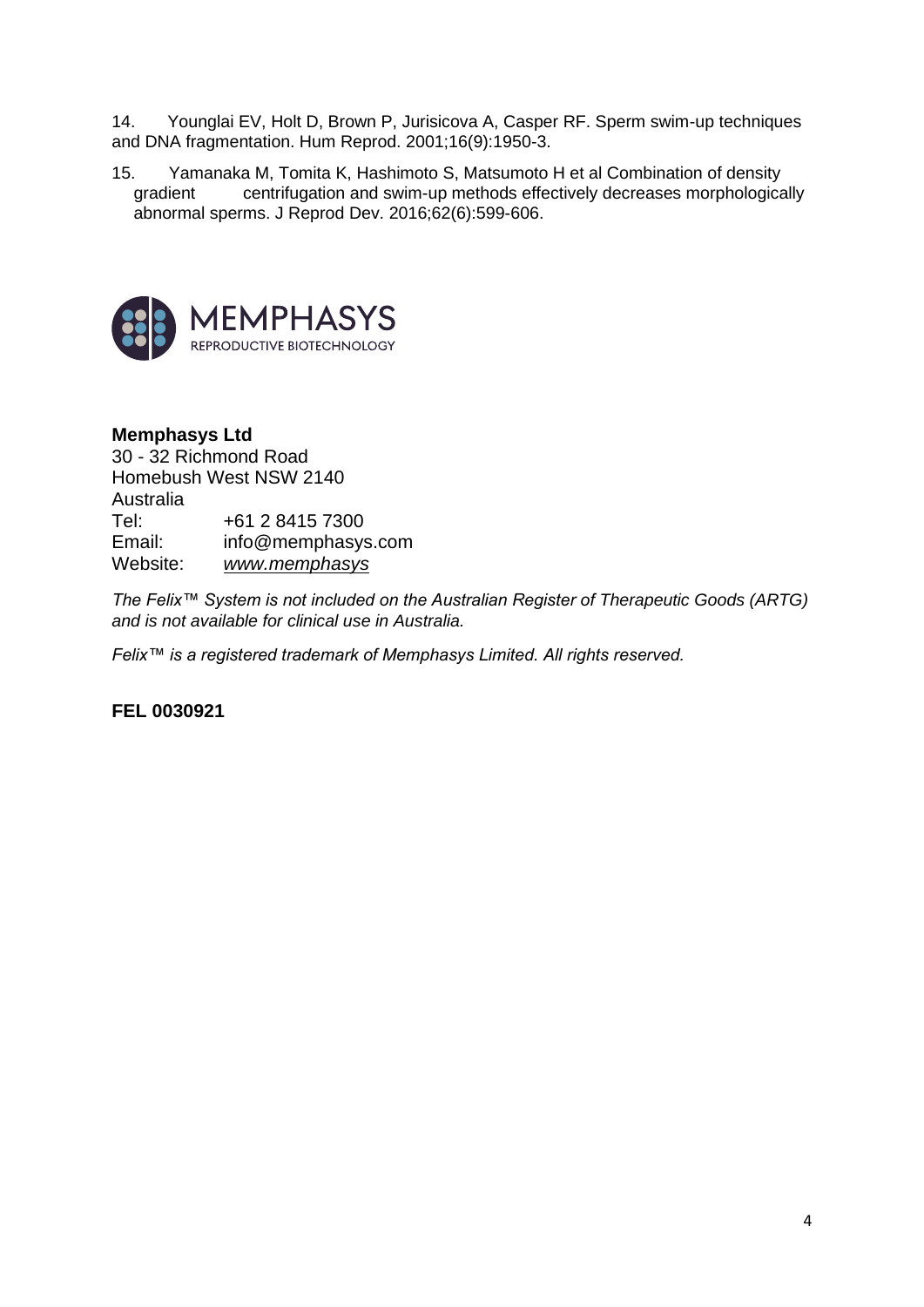14. Younglai EV, Holt D, Brown P, Jurisicova A, Casper RF. Sperm swim-up techniques and DNA fragmentation. Hum Reprod. 2001;16(9):1950-3.

15. Yamanaka M, Tomita K, Hashimoto S, Matsumoto H et al Combination of density gradient centrifugation and swim-up methods effectively decreases morphologically abnormal sperms. J Reprod Dev. 2016;62(6):599-606.

MEMPHASYS
REPRODUCTIVE BIOTECHNOLOGY

**Memphasys Ltd**
30 - 32 Richmond Road
Homebush West NSW 2140
Australia
Tel: +61 2 8415 7300
Email: info@memphasys.com
Website: *www.memphasys*

*The Felix™ System is not included on the Australian Register of Therapeutic Goods (ARTG) and is not available for clinical use in Australia.*

*Felix™ is a registered trademark of Memphasys Limited. All rights reserved.*

**FEL 0030921**